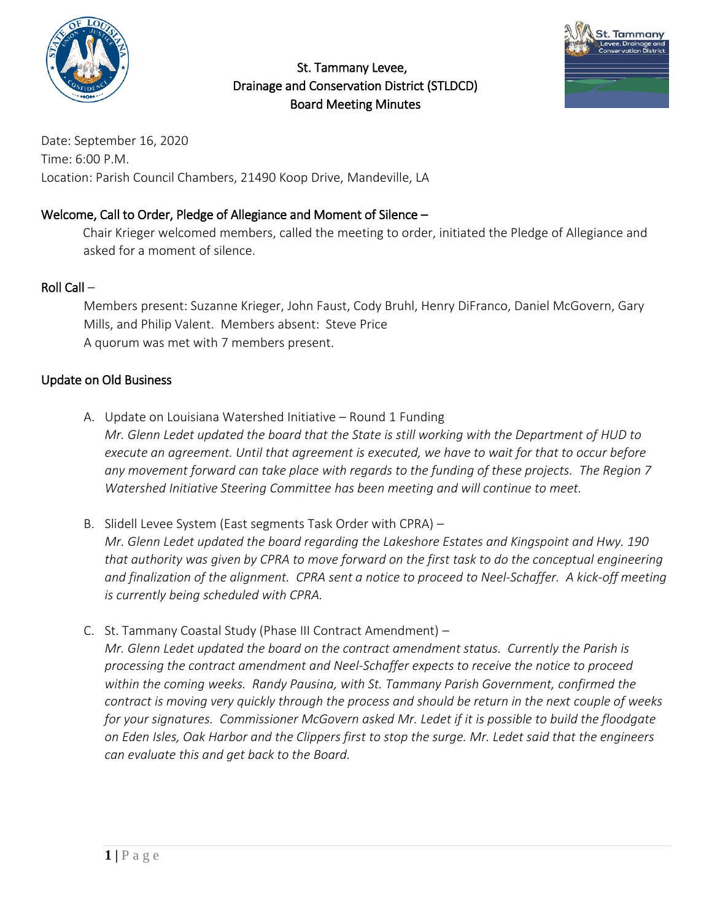# St. Tammany Levee, Drainage and Conservation District (STLDCD) Board Meeting Minutes

Date: September 16, 2020
Time: 6:00 P.M.
Location: Parish Council Chambers, 21490 Koop Drive, Mandeville, LA

## Welcome, Call to Order, Pledge of Allegiance and Moment of Silence –

Chair Krieger welcomed members, called the meeting to order, initiated the Pledge of Allegiance and asked for a moment of silence.

## Roll Call –

Members present: Suzanne Krieger, John Faust, Cody Bruhl, Henry DiFranco, Daniel McGovern, Gary Mills, and Philip Valent. Members absent: Steve Price
A quorum was met with 7 members present.

## Update on Old Business

A. Update on Louisiana Watershed Initiative – Round 1 Funding
*Mr. Glenn Ledet updated the board that the State is still working with the Department of HUD to execute an agreement. Until that agreement is executed, we have to wait for that to occur before any movement forward can take place with regards to the funding of these projects. The Region 7 Watershed Initiative Steering Committee has been meeting and will continue to meet.*

B. Slidell Levee System (East segments Task Order with CPRA) –
*Mr. Glenn Ledet updated the board regarding the Lakeshore Estates and Kingspoint and Hwy. 190 that authority was given by CPRA to move forward on the first task to do the conceptual engineering and finalization of the alignment. CPRA sent a notice to proceed to Neel-Schaffer. A kick-off meeting is currently being scheduled with CPRA.*

C. St. Tammany Coastal Study (Phase III Contract Amendment) –
*Mr. Glenn Ledet updated the board on the contract amendment status. Currently the Parish is processing the contract amendment and Neel-Schaffer expects to receive the notice to proceed within the coming weeks. Randy Pausina, with St. Tammany Parish Government, confirmed the contract is moving very quickly through the process and should be return in the next couple of weeks for your signatures. Commissioner McGovern asked Mr. Ledet if it is possible to build the floodgate on Eden Isles, Oak Harbor and the Clippers first to stop the surge. Mr. Ledet said that the engineers can evaluate this and get back to the Board.*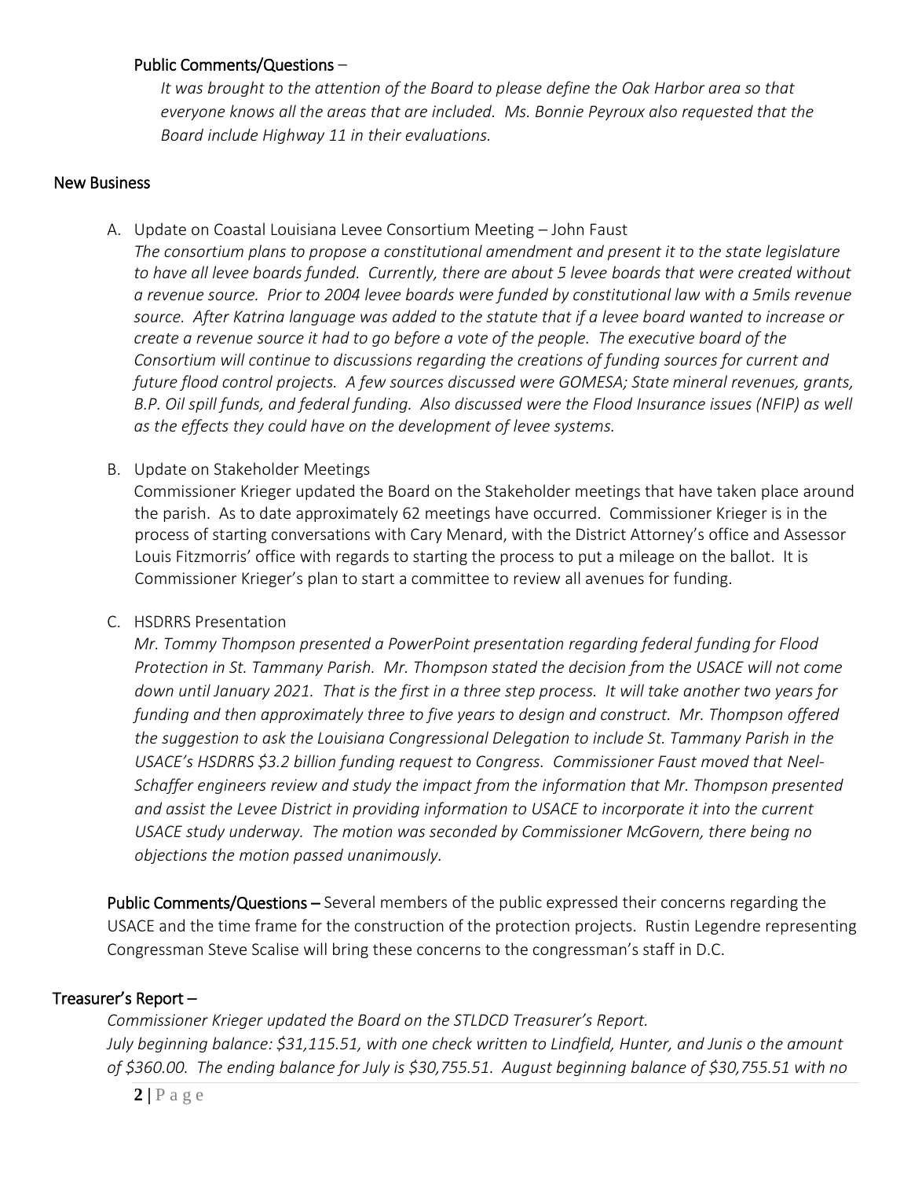Public Comments/Questions –

*It was brought to the attention of the Board to please define the Oak Harbor area so that everyone knows all the areas that are included. Ms. Bonnie Peyroux also requested that the Board include Highway 11 in their evaluations.*

## New Business

A. Update on Coastal Louisiana Levee Consortium Meeting – John Faust

*The consortium plans to propose a constitutional amendment and present it to the state legislature to have all levee boards funded. Currently, there are about 5 levee boards that were created without a revenue source. Prior to 2004 levee boards were funded by constitutional law with a 5mils revenue source. After Katrina language was added to the statute that if a levee board wanted to increase or create a revenue source it had to go before a vote of the people. The executive board of the Consortium will continue to discussions regarding the creations of funding sources for current and future flood control projects. A few sources discussed were GOMESA; State mineral revenues, grants, B.P. Oil spill funds, and federal funding. Also discussed were the Flood Insurance issues (NFIP) as well as the effects they could have on the development of levee systems.*

B. Update on Stakeholder Meetings

Commissioner Krieger updated the Board on the Stakeholder meetings that have taken place around the parish. As to date approximately 62 meetings have occurred. Commissioner Krieger is in the process of starting conversations with Cary Menard, with the District Attorney's office and Assessor Louis Fitzmorris' office with regards to starting the process to put a mileage on the ballot. It is Commissioner Krieger's plan to start a committee to review all avenues for funding.

C. HSDRRS Presentation

*Mr. Tommy Thompson presented a PowerPoint presentation regarding federal funding for Flood Protection in St. Tammany Parish. Mr. Thompson stated the decision from the USACE will not come down until January 2021. That is the first in a three step process. It will take another two years for funding and then approximately three to five years to design and construct. Mr. Thompson offered the suggestion to ask the Louisiana Congressional Delegation to include St. Tammany Parish in the USACE's HSDRRS $3.2 billion funding request to Congress. Commissioner Faust moved that Neel-Schaffer engineers review and study the impact from the information that Mr. Thompson presented and assist the Levee District in providing information to USACE to incorporate it into the current USACE study underway. The motion was seconded by Commissioner McGovern, there being no objections the motion passed unanimously.*

Public Comments/Questions – Several members of the public expressed their concerns regarding the USACE and the time frame for the construction of the protection projects. Rustin Legendre representing Congressman Steve Scalise will bring these concerns to the congressman's staff in D.C.

## Treasurer's Report –

*Commissioner Krieger updated the Board on the STLDCD Treasurer's Report.*

*July beginning balance: $31,115.51, with one check written to Lindfield, Hunter, and Junis o the amount of $360.00. The ending balance for July is $30,755.51. August beginning balance of $30,755.51 with no*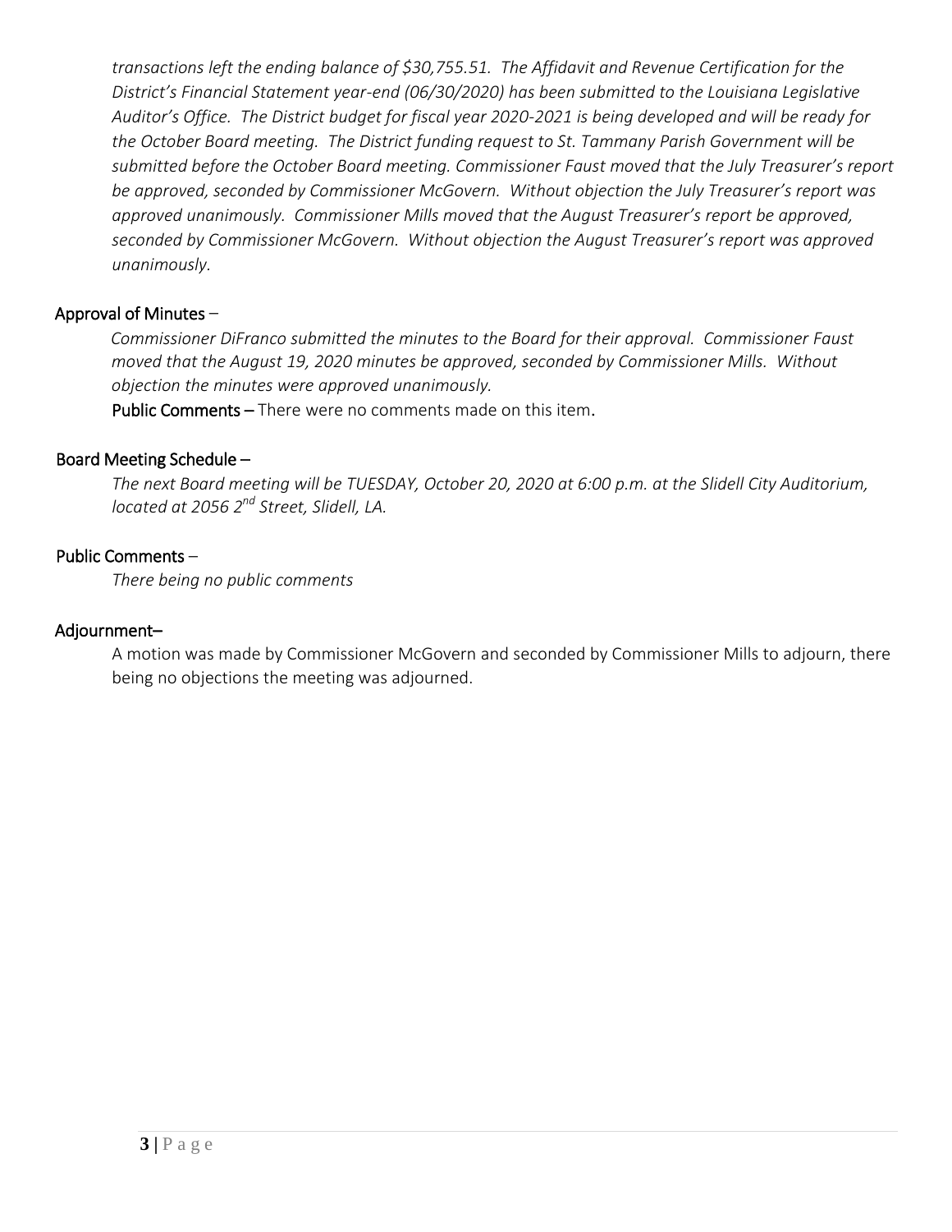*transactions left the ending balance of $30,755.51. The Affidavit and Revenue Certification for the District's Financial Statement year-end (06/30/2020) has been submitted to the Louisiana Legislative Auditor's Office. The District budget for fiscal year 2020-2021 is being developed and will be ready for the October Board meeting. The District funding request to St. Tammany Parish Government will be submitted before the October Board meeting. Commissioner Faust moved that the July Treasurer's report be approved, seconded by Commissioner McGovern. Without objection the July Treasurer's report was approved unanimously. Commissioner Mills moved that the August Treasurer's report be approved, seconded by Commissioner McGovern. Without objection the August Treasurer's report was approved unanimously.*

**Approval of Minutes** –

*Commissioner DiFranco submitted the minutes to the Board for their approval. Commissioner Faust moved that the August 19, 2020 minutes be approved, seconded by Commissioner Mills. Without objection the minutes were approved unanimously.*

**Public Comments** – There were no comments made on this item.

**Board Meeting Schedule** –

*The next Board meeting will be TUESDAY, October 20, 2020 at 6:00 p.m. at the Slidell City Auditorium, located at 2056 2nd Street, Slidell, LA.*

**Public Comments** –

*There being no public comments*

**Adjournment**–

A motion was made by Commissioner McGovern and seconded by Commissioner Mills to adjourn, there being no objections the meeting was adjourned.